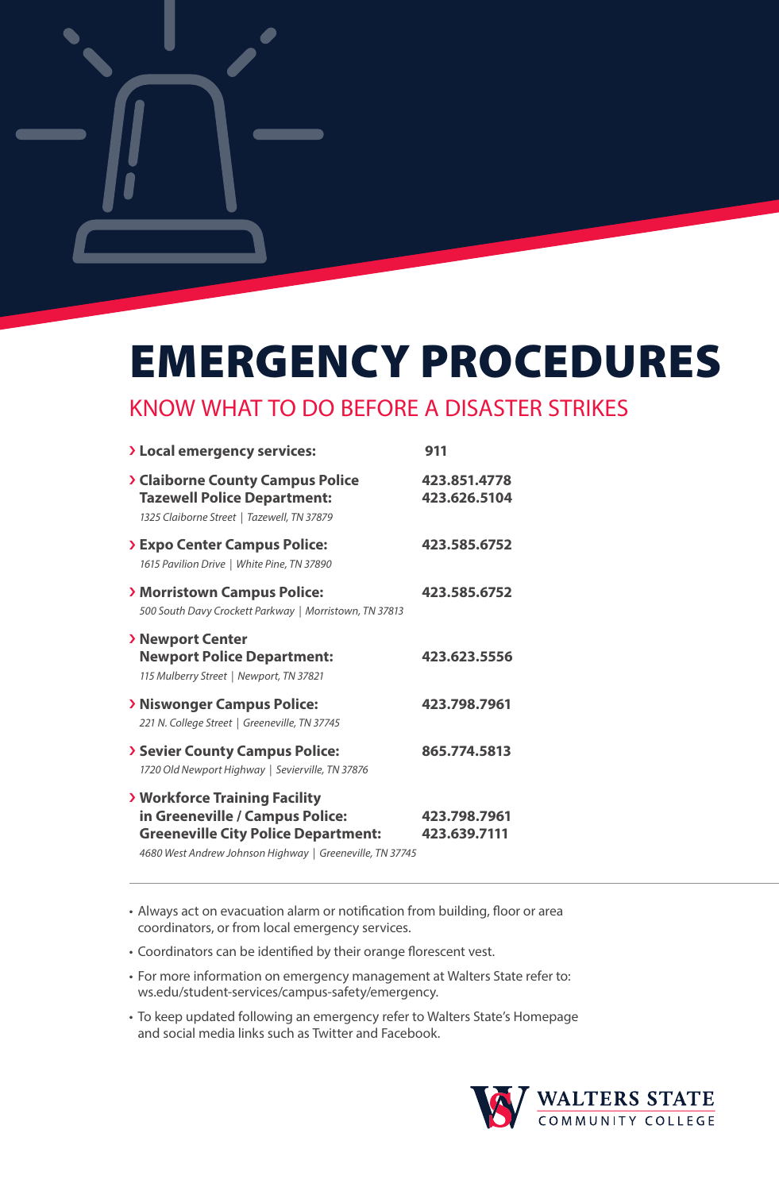# EMERGENCY PROCEDURES

## KNOW WHAT TO DO BEFORE A DISASTER STRIKES

| | |
|---|---|
| **› Local emergency services:** | **911** |
| **› Claiborne County Campus Police**<br>**Tazewell Police Department:**<br>*1325 Claiborne Street \| Tazewell, TN 37879* | **423.851.4778**<br>**423.626.5104** |
| **› Expo Center Campus Police:**<br>*1615 Pavilion Drive \| White Pine, TN 37890* | **423.585.6752** |
| **› Morristown Campus Police:**<br>*500 South Davy Crockett Parkway \| Morristown, TN 37813* | **423.585.6752** |
| **› Newport Center**<br>**Newport Police Department:**<br>*115 Mulberry Street \| Newport, TN 37821* | **423.623.5556** |
| **› Niswonger Campus Police:**<br>*221 N. College Street \| Greeneville, TN 37745* | **423.798.7961** |
| **› Sevier County Campus Police:**<br>*1720 Old Newport Highway \| Sevierville, TN 37876* | **865.774.5813** |
| **› Workforce Training Facility**<br>**in Greeneville / Campus Police:**<br>**Greeneville City Police Department:**<br>*4680 West Andrew Johnson Highway \| Greeneville, TN 37745* | **423.798.7961**<br>**423.639.7111** |

---

- Always act on evacuation alarm or notification from building, floor or area coordinators, or from local emergency services.
- Coordinators can be identified by their orange florescent vest.
- For more information on emergency management at Walters State refer to: ws.edu/student-services/campus-safety/emergency.
- To keep updated following an emergency refer to Walters State's Homepage and social media links such as Twitter and Facebook.

WALTERS STATE COMMUNITY COLLEGE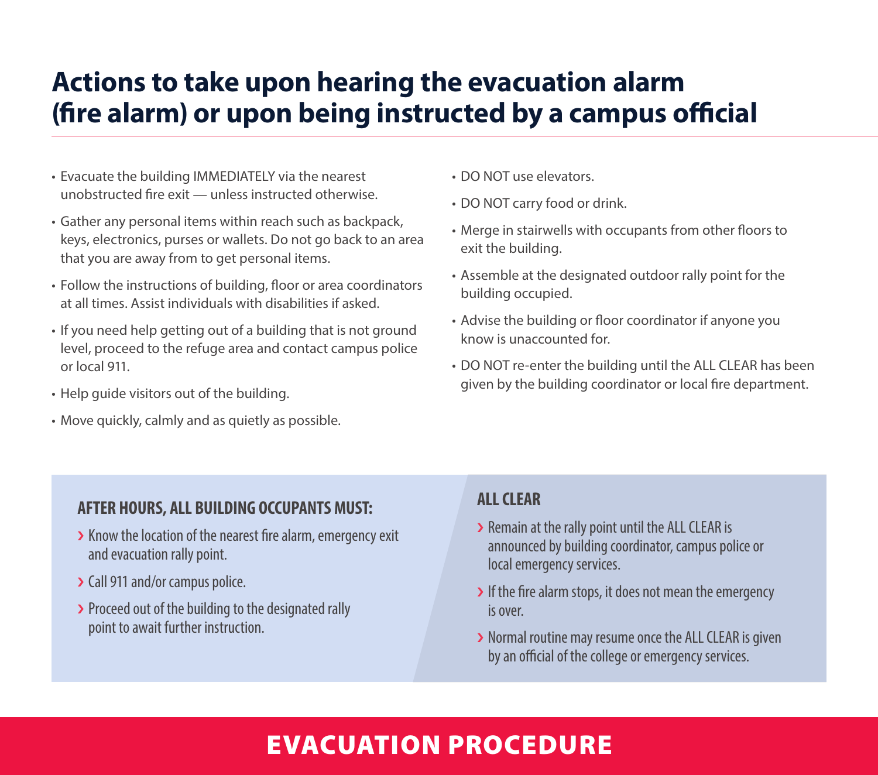# Actions to take upon hearing the evacuation alarm (fire alarm) or upon being instructed by a campus official

- Evacuate the building IMMEDIATELY via the nearest unobstructed fire exit — unless instructed otherwise.
- Gather any personal items within reach such as backpack, keys, electronics, purses or wallets. Do not go back to an area that you are away from to get personal items.
- Follow the instructions of building, floor or area coordinators at all times. Assist individuals with disabilities if asked.
- If you need help getting out of a building that is not ground level, proceed to the refuge area and contact campus police or local 911.
- Help guide visitors out of the building.
- Move quickly, calmly and as quietly as possible.
- DO NOT use elevators.
- DO NOT carry food or drink.
- Merge in stairwells with occupants from other floors to exit the building.
- Assemble at the designated outdoor rally point for the building occupied.
- Advise the building or floor coordinator if anyone you know is unaccounted for.
- DO NOT re-enter the building until the ALL CLEAR has been given by the building coordinator or local fire department.

### AFTER HOURS, ALL BUILDING OCCUPANTS MUST:

- Know the location of the nearest fire alarm, emergency exit and evacuation rally point.
- Call 911 and/or campus police.
- Proceed out of the building to the designated rally point to await further instruction.

### ALL CLEAR

- Remain at the rally point until the ALL CLEAR is announced by building coordinator, campus police or local emergency services.
- If the fire alarm stops, it does not mean the emergency is over.
- Normal routine may resume once the ALL CLEAR is given by an official of the college or emergency services.

## EVACUATION PROCEDURE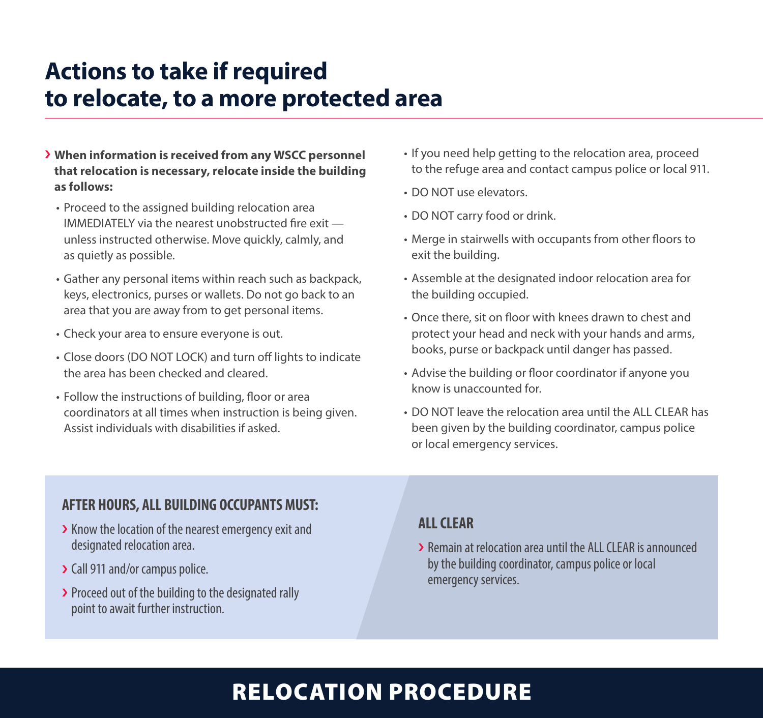# Actions to take if required to relocate, to a more protected area

**When information is received from any WSCC personnel that relocation is necessary, relocate inside the building as follows:**

- Proceed to the assigned building relocation area IMMEDIATELY via the nearest unobstructed fire exit — unless instructed otherwise. Move quickly, calmly, and as quietly as possible.
- Gather any personal items within reach such as backpack, keys, electronics, purses or wallets. Do not go back to an area that you are away from to get personal items.
- Check your area to ensure everyone is out.
- Close doors (DO NOT LOCK) and turn off lights to indicate the area has been checked and cleared.
- Follow the instructions of building, floor or area coordinators at all times when instruction is being given. Assist individuals with disabilities if asked.
- If you need help getting to the relocation area, proceed to the refuge area and contact campus police or local 911.
- DO NOT use elevators.
- DO NOT carry food or drink.
- Merge in stairwells with occupants from other floors to exit the building.
- Assemble at the designated indoor relocation area for the building occupied.
- Once there, sit on floor with knees drawn to chest and protect your head and neck with your hands and arms, books, purse or backpack until danger has passed.
- Advise the building or floor coordinator if anyone you know is unaccounted for.
- DO NOT leave the relocation area until the ALL CLEAR has been given by the building coordinator, campus police or local emergency services.

### AFTER HOURS, ALL BUILDING OCCUPANTS MUST:

- Know the location of the nearest emergency exit and designated relocation area.
- Call 911 and/or campus police.
- Proceed out of the building to the designated rally point to await further instruction.

### ALL CLEAR

- Remain at relocation area until the ALL CLEAR is announced by the building coordinator, campus police or local emergency services.

## RELOCATION PROCEDURE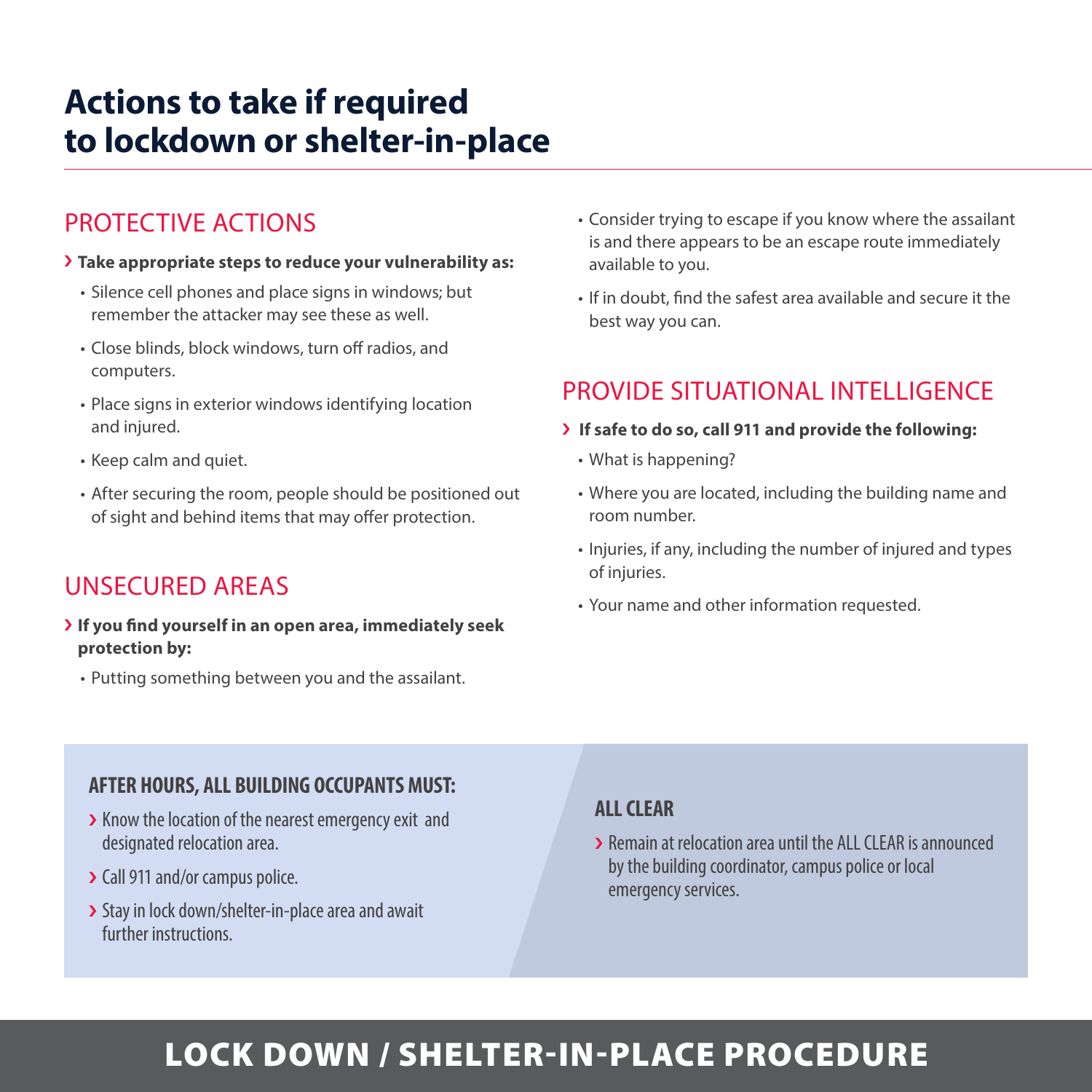# Actions to take if required to lockdown or shelter-in-place

## PROTECTIVE ACTIONS

› **Take appropriate steps to reduce your vulnerability as:**

- Silence cell phones and place signs in windows; but remember the attacker may see these as well.
- Close blinds, block windows, turn off radios, and computers.
- Place signs in exterior windows identifying location and injured.
- Keep calm and quiet.
- After securing the room, people should be positioned out of sight and behind items that may offer protection.

## UNSECURED AREAS

› **If you find yourself in an open area, immediately seek protection by:**

- Putting something between you and the assailant.
- Consider trying to escape if you know where the assailant is and there appears to be an escape route immediately available to you.
- If in doubt, find the safest area available and secure it the best way you can.

## PROVIDE SITUATIONAL INTELLIGENCE

› **If safe to do so, call 911 and provide the following:**

- What is happening?
- Where you are located, including the building name and room number.
- Injuries, if any, including the number of injured and types of injuries.
- Your name and other information requested.

### AFTER HOURS, ALL BUILDING OCCUPANTS MUST:

› Know the location of the nearest emergency exit and designated relocation area.

› Call 911 and/or campus police.

› Stay in lock down/shelter-in-place area and await further instructions.

### ALL CLEAR

› Remain at relocation area until the ALL CLEAR is announced by the building coordinator, campus police or local emergency services.

## LOCK DOWN / SHELTER-IN-PLACE PROCEDURE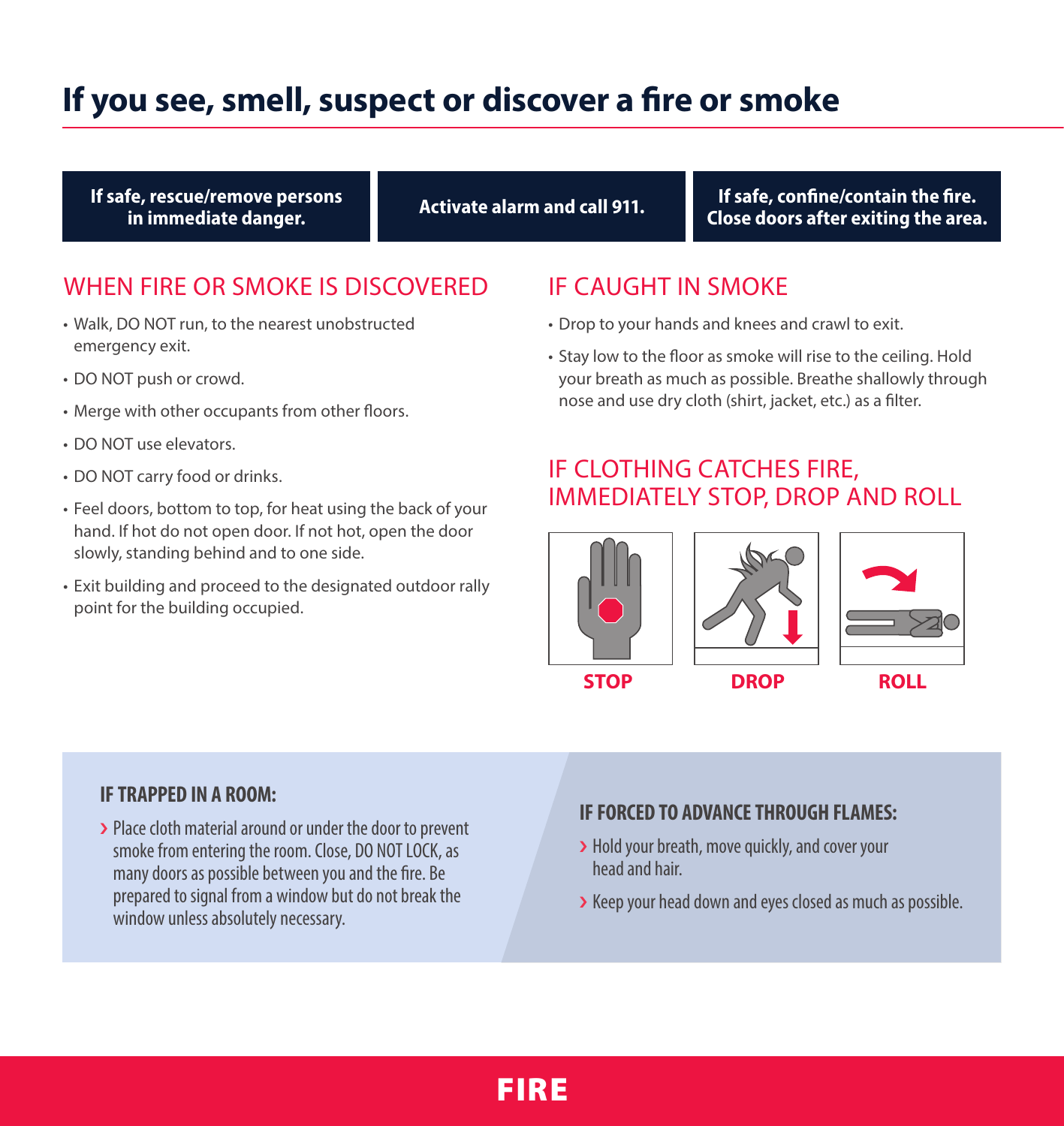# If you see, smell, suspect or discover a fire or smoke

**If safe, rescue/remove persons in immediate danger.**

**Activate alarm and call 911.**

**If safe, confine/contain the fire. Close doors after exiting the area.**

## WHEN FIRE OR SMOKE IS DISCOVERED

- Walk, DO NOT run, to the nearest unobstructed emergency exit.
- DO NOT push or crowd.
- Merge with other occupants from other floors.
- DO NOT use elevators.
- DO NOT carry food or drinks.
- Feel doors, bottom to top, for heat using the back of your hand. If hot do not open door. If not hot, open the door slowly, standing behind and to one side.
- Exit building and proceed to the designated outdoor rally point for the building occupied.

## IF CAUGHT IN SMOKE

- Drop to your hands and knees and crawl to exit.
- Stay low to the floor as smoke will rise to the ceiling. Hold your breath as much as possible. Breathe shallowly through nose and use dry cloth (shirt, jacket, etc.) as a filter.

## IF CLOTHING CATCHES FIRE, IMMEDIATELY STOP, DROP AND ROLL

**STOP** **DROP** **ROLL**

### IF TRAPPED IN A ROOM:

- Place cloth material around or under the door to prevent smoke from entering the room. Close, DO NOT LOCK, as many doors as possible between you and the fire. Be prepared to signal from a window but do not break the window unless absolutely necessary.

### IF FORCED TO ADVANCE THROUGH FLAMES:

- Hold your breath, move quickly, and cover your head and hair.
- Keep your head down and eyes closed as much as possible.

**FIRE**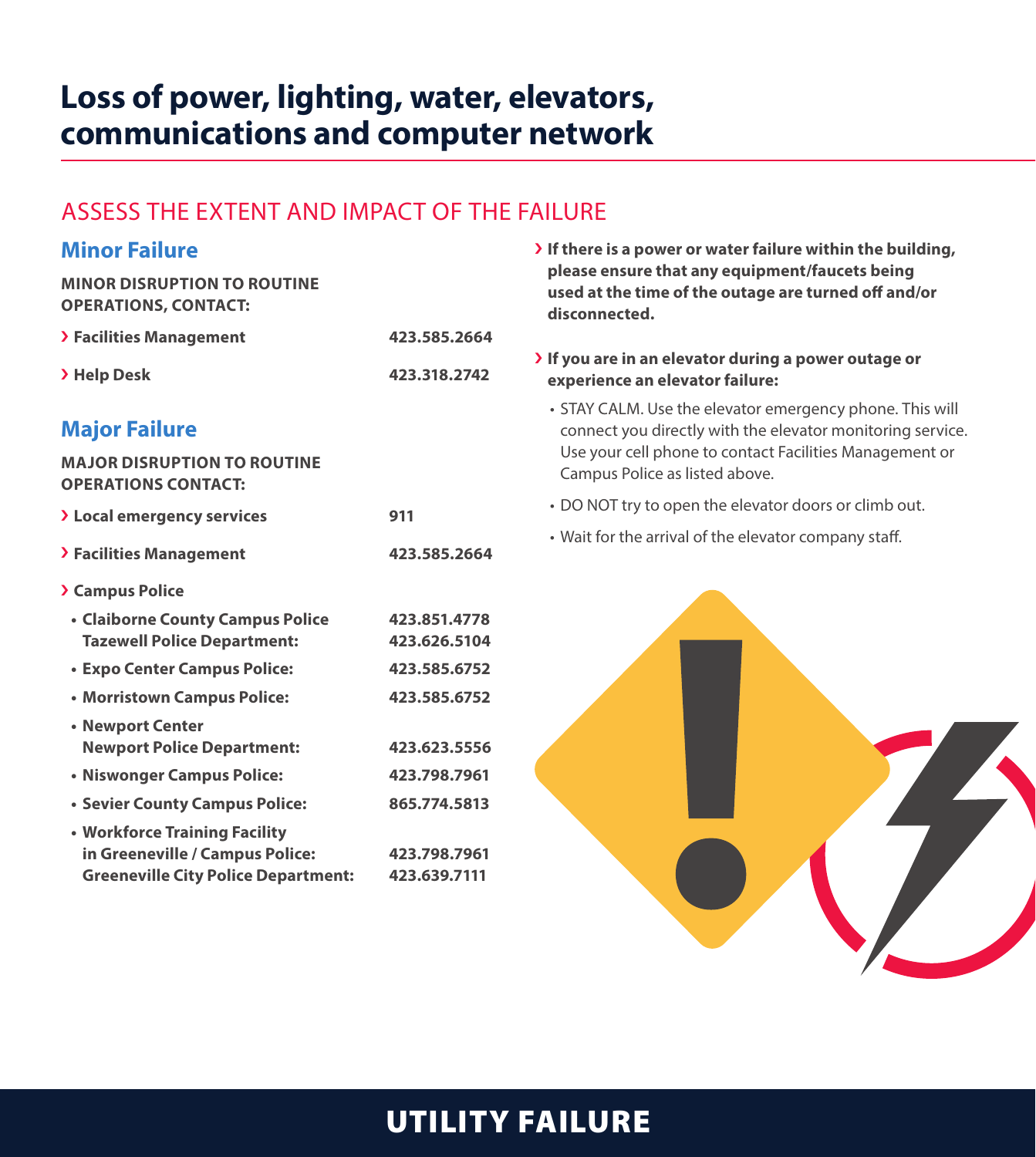# Loss of power, lighting, water, elevators, communications and computer network

## ASSESS THE EXTENT AND IMPACT OF THE FAILURE

### Minor Failure

**MINOR DISRUPTION TO ROUTINE OPERATIONS, CONTACT:**

| | |
|---|---|
| **› Facilities Management** | **423.585.2664** |
| **› Help Desk** | **423.318.2742** |

### Major Failure

**MAJOR DISRUPTION TO ROUTINE OPERATIONS CONTACT:**

| | |
|---|---|
| **› Local emergency services** | **911** |
| **› Facilities Management** | **423.585.2664** |
| **› Campus Police** | |
| **• Claiborne County Campus Police** | **423.851.4778** |
| **Tazewell Police Department:** | **423.626.5104** |
| **• Expo Center Campus Police:** | **423.585.6752** |
| **• Morristown Campus Police:** | **423.585.6752** |
| **• Newport Center Newport Police Department:** | **423.623.5556** |
| **• Niswonger Campus Police:** | **423.798.7961** |
| **• Sevier County Campus Police:** | **865.774.5813** |
| **• Workforce Training Facility in Greeneville / Campus Police:** | **423.798.7961** |
| **Greeneville City Police Department:** | **423.639.7111** |

**› If there is a power or water failure within the building, please ensure that any equipment/faucets being used at the time of the outage are turned off and/or disconnected.**

**› If you are in an elevator during a power outage or experience an elevator failure:**

- STAY CALM. Use the elevator emergency phone. This will connect you directly with the elevator monitoring service. Use your cell phone to contact Facilities Management or Campus Police as listed above.
- DO NOT try to open the elevator doors or climb out.
- Wait for the arrival of the elevator company staff.

## UTILITY FAILURE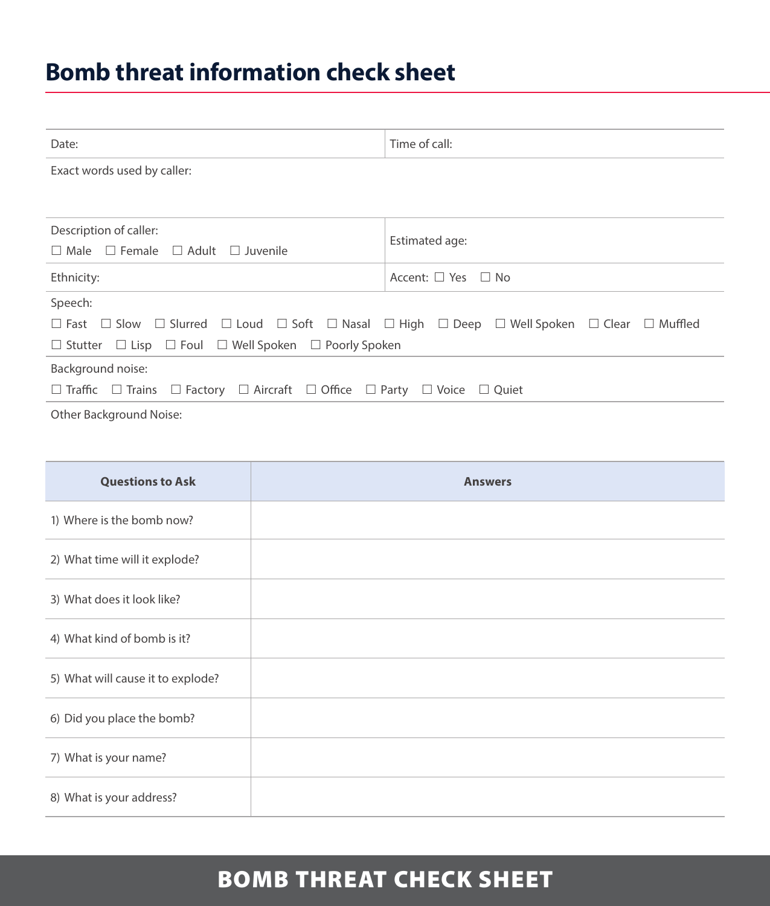# Bomb threat information check sheet

| Date: | Time of call: |
| --- | --- |
| Exact words used by caller: | |
| Description of caller:<br>☐ Male ☐ Female ☐ Adult ☐ Juvenile | Estimated age: |
| Ethnicity: | Accent: ☐ Yes ☐ No |

Speech:
☐ Fast ☐ Slow ☐ Slurred ☐ Loud ☐ Soft ☐ Nasal ☐ High ☐ Deep ☐ Well Spoken ☐ Clear ☐ Muffled
☐ Stutter ☐ Lisp ☐ Foul ☐ Well Spoken ☐ Poorly Spoken

Background noise:
☐ Traffic ☐ Trains ☐ Factory ☐ Aircraft ☐ Office ☐ Party ☐ Voice ☐ Quiet

Other Background Noise:

| Questions to Ask | Answers |
| --- | --- |
| 1) Where is the bomb now? | |
| 2) What time will it explode? | |
| 3) What does it look like? | |
| 4) What kind of bomb is it? | |
| 5) What will cause it to explode? | |
| 6) Did you place the bomb? | |
| 7) What is your name? | |
| 8) What is your address? | |

**BOMB THREAT CHECK SHEET**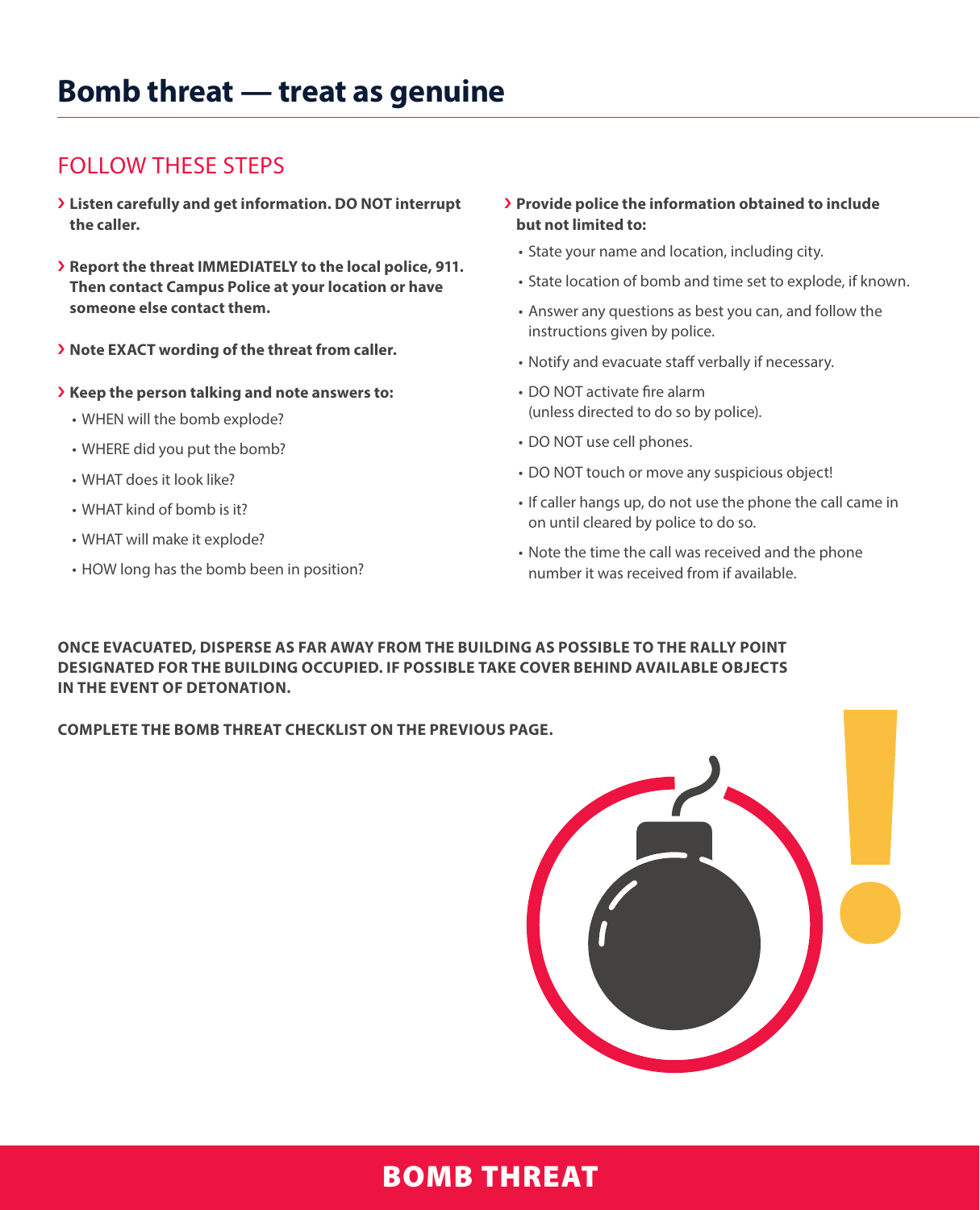# Bomb threat — treat as genuine

## FOLLOW THESE STEPS

- **Listen carefully and get information. DO NOT interrupt the caller.**
- **Report the threat IMMEDIATELY to the local police, 911. Then contact Campus Police at your location or have someone else contact them.**
- **Note EXACT wording of the threat from caller.**
- **Keep the person talking and note answers to:**
  - WHEN will the bomb explode?
  - WHERE did you put the bomb?
  - WHAT does it look like?
  - WHAT kind of bomb is it?
  - WHAT will make it explode?
  - HOW long has the bomb been in position?
- **Provide police the information obtained to include but not limited to:**
  - State your name and location, including city.
  - State location of bomb and time set to explode, if known.
  - Answer any questions as best you can, and follow the instructions given by police.
  - Notify and evacuate staff verbally if necessary.
  - DO NOT activate fire alarm (unless directed to do so by police).
  - DO NOT use cell phones.
  - DO NOT touch or move any suspicious object!
  - If caller hangs up, do not use the phone the call came in on until cleared by police to do so.
  - Note the time the call was received and the phone number it was received from if available.

**ONCE EVACUATED, DISPERSE AS FAR AWAY FROM THE BUILDING AS POSSIBLE TO THE RALLY POINT DESIGNATED FOR THE BUILDING OCCUPIED. IF POSSIBLE TAKE COVER BEHIND AVAILABLE OBJECTS IN THE EVENT OF DETONATION.**

**COMPLETE THE BOMB THREAT CHECKLIST ON THE PREVIOUS PAGE.**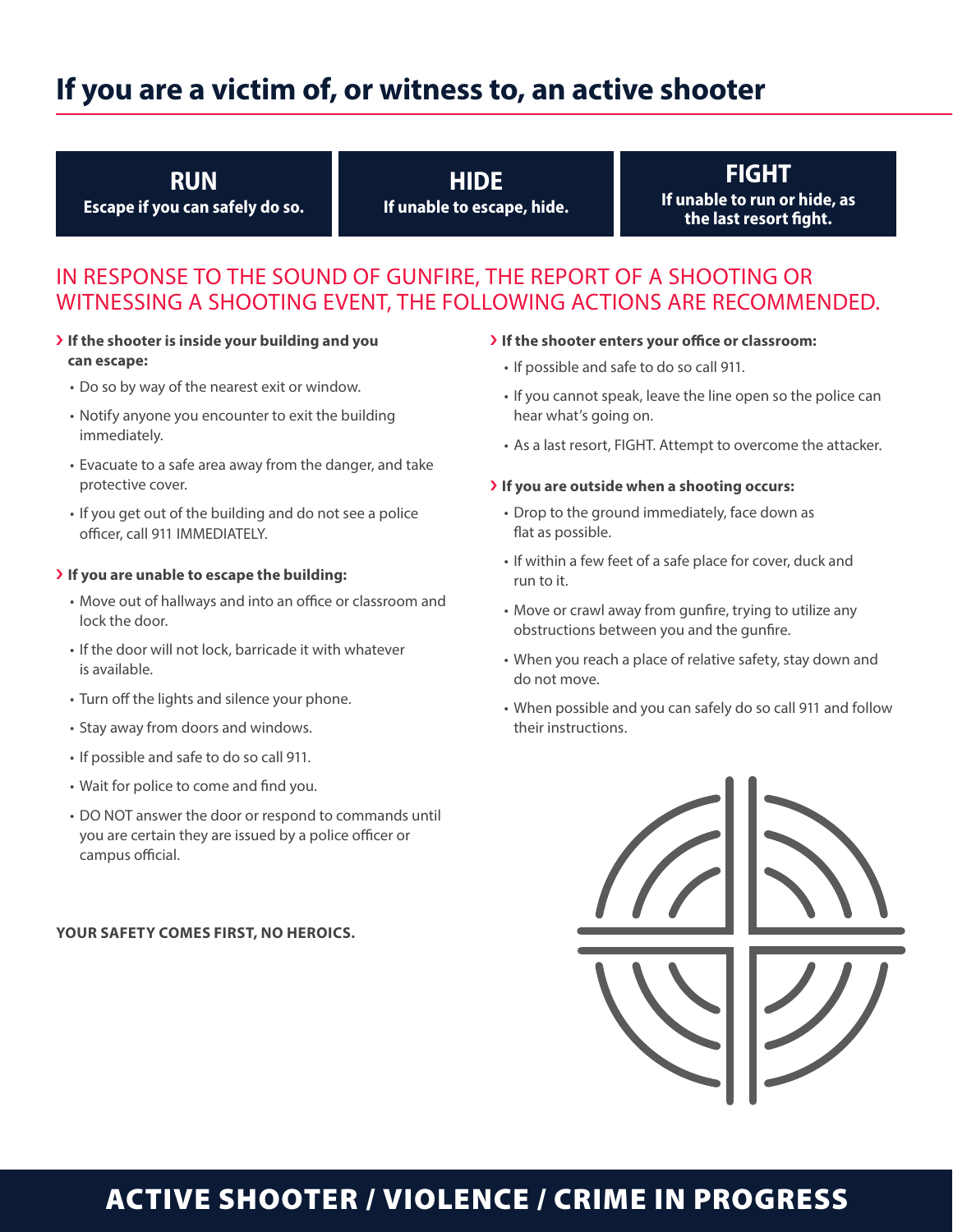# If you are a victim of, or witness to, an active shooter

| **RUN** | **HIDE** | **FIGHT** |
| --- | --- | --- |
| **Escape if you can safely do so.** | **If unable to escape, hide.** | **If unable to run or hide, as the last resort fight.** |

## IN RESPONSE TO THE SOUND OF GUNFIRE, THE REPORT OF A SHOOTING OR WITNESSING A SHOOTING EVENT, THE FOLLOWING ACTIONS ARE RECOMMENDED.

### › If the shooter is inside your building and you can escape:

- Do so by way of the nearest exit or window.
- Notify anyone you encounter to exit the building immediately.
- Evacuate to a safe area away from the danger, and take protective cover.
- If you get out of the building and do not see a police officer, call 911 IMMEDIATELY.

### › If you are unable to escape the building:

- Move out of hallways and into an office or classroom and lock the door.
- If the door will not lock, barricade it with whatever is available.
- Turn off the lights and silence your phone.
- Stay away from doors and windows.
- If possible and safe to do so call 911.
- Wait for police to come and find you.
- DO NOT answer the door or respond to commands until you are certain they are issued by a police officer or campus official.

**YOUR SAFETY COMES FIRST, NO HEROICS.**

### › If the shooter enters your office or classroom:

- If possible and safe to do so call 911.
- If you cannot speak, leave the line open so the police can hear what's going on.
- As a last resort, FIGHT. Attempt to overcome the attacker.

### › If you are outside when a shooting occurs:

- Drop to the ground immediately, face down as flat as possible.
- If within a few feet of a safe place for cover, duck and run to it.
- Move or crawl away from gunfire, trying to utilize any obstructions between you and the gunfire.
- When you reach a place of relative safety, stay down and do not move.
- When possible and you can safely do so call 911 and follow their instructions.

## ACTIVE SHOOTER / VIOLENCE / CRIME IN PROGRESS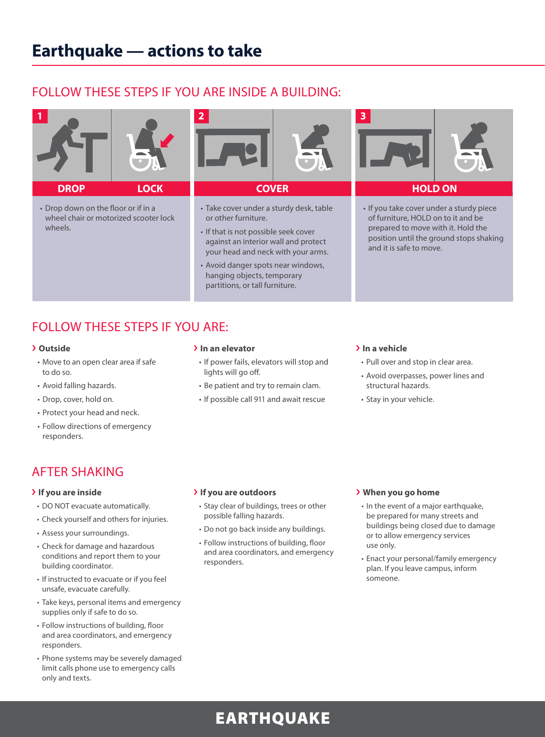# Earthquake — actions to take

## FOLLOW THESE STEPS IF YOU ARE INSIDE A BUILDING:

### 1 DROP / LOCK

- Drop down on the floor or if in a wheel chair or motorized scooter lock wheels.

### 2 COVER

- Take cover under a sturdy desk, table or other furniture.
- If that is not possible seek cover against an interior wall and protect your head and neck with your arms.
- Avoid danger spots near windows, hanging objects, temporary partitions, or tall furniture.

### 3 HOLD ON

- If you take cover under a sturdy piece of furniture, HOLD on to it and be prepared to move with it. Hold the position until the ground stops shaking and it is safe to move.

## FOLLOW THESE STEPS IF YOU ARE:

### › Outside

- Move to an open clear area if safe to do so.
- Avoid falling hazards.
- Drop, cover, hold on.
- Protect your head and neck.
- Follow directions of emergency responders.

### › In an elevator

- If power fails, elevators will stop and lights will go off.
- Be patient and try to remain clam.
- If possible call 911 and await rescue

### › In a vehicle

- Pull over and stop in clear area.
- Avoid overpasses, power lines and structural hazards.
- Stay in your vehicle.

## AFTER SHAKING

### › If you are inside

- DO NOT evacuate automatically.
- Check yourself and others for injuries.
- Assess your surroundings.
- Check for damage and hazardous conditions and report them to your building coordinator.
- If instructed to evacuate or if you feel unsafe, evacuate carefully.
- Take keys, personal items and emergency supplies only if safe to do so.
- Follow instructions of building, floor and area coordinators, and emergency responders.
- Phone systems may be severely damaged limit calls phone use to emergency calls only and texts.

### › If you are outdoors

- Stay clear of buildings, trees or other possible falling hazards.
- Do not go back inside any buildings.
- Follow instructions of building, floor and area coordinators, and emergency responders.

### › When you go home

- In the event of a major earthquake, be prepared for many streets and buildings being closed due to damage or to allow emergency services use only.
- Enact your personal/family emergency plan. If you leave campus, inform someone.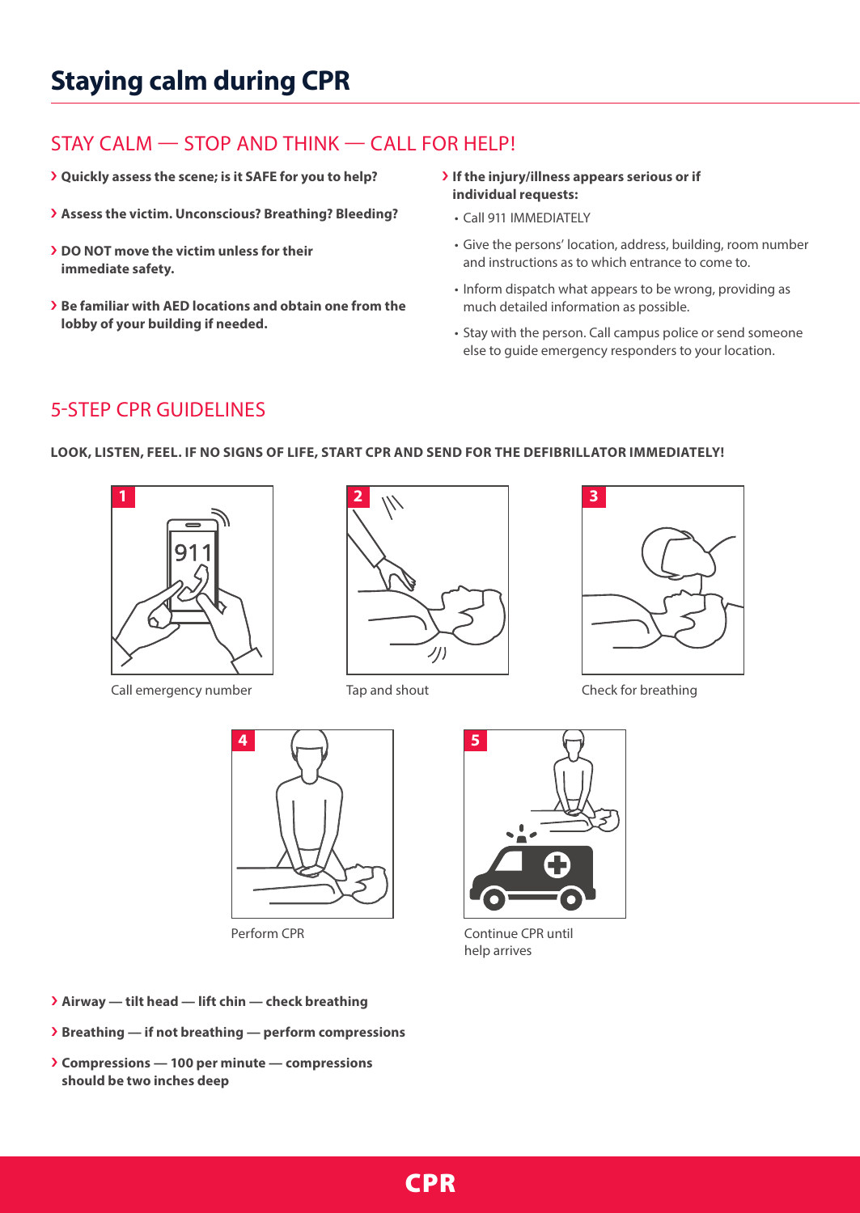# Staying calm during CPR

## STAY CALM — STOP AND THINK — CALL FOR HELP!

- **Quickly assess the scene; is it SAFE for you to help?**
- **Assess the victim. Unconscious? Breathing? Bleeding?**
- **DO NOT move the victim unless for their immediate safety.**
- **Be familiar with AED locations and obtain one from the lobby of your building if needed.**
- **If the injury/illness appears serious or if individual requests:**
  - Call 911 IMMEDIATELY
  - Give the persons' location, address, building, room number and instructions as to which entrance to come to.
  - Inform dispatch what appears to be wrong, providing as much detailed information as possible.
  - Stay with the person. Call campus police or send someone else to guide emergency responders to your location.

## 5-STEP CPR GUIDELINES

**LOOK, LISTEN, FEEL. IF NO SIGNS OF LIFE, START CPR AND SEND FOR THE DEFIBRILLATOR IMMEDIATELY!**

1. Call emergency number
2. Tap and shout
3. Check for breathing
4. Perform CPR
5. Continue CPR until help arrives

- **Airway — tilt head — lift chin — check breathing**
- **Breathing — if not breathing — perform compressions**
- **Compressions — 100 per minute — compressions should be two inches deep**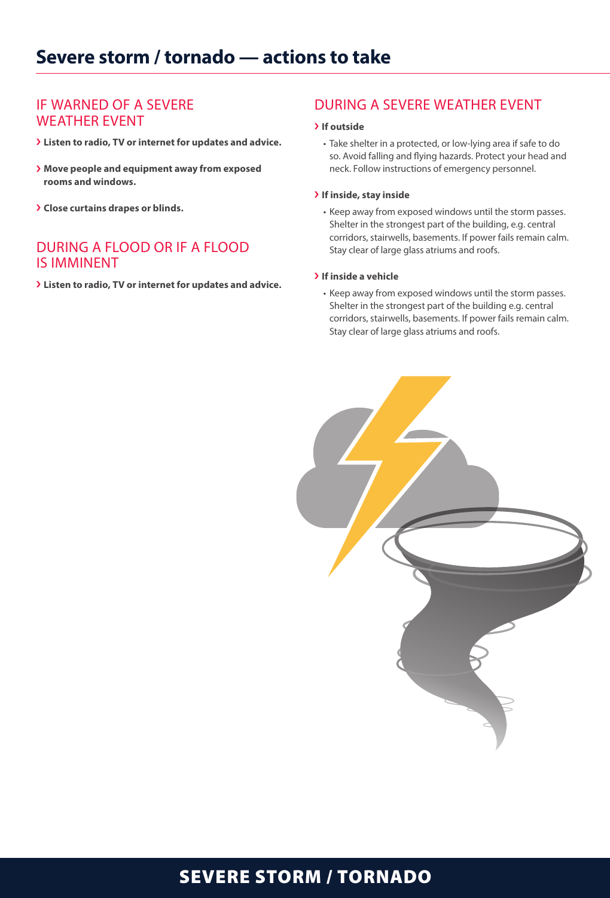# Severe storm / tornado — actions to take

## IF WARNED OF A SEVERE WEATHER EVENT

› **Listen to radio, TV or internet for updates and advice.**

› **Move people and equipment away from exposed rooms and windows.**

› **Close curtains drapes or blinds.**

## DURING A FLOOD OR IF A FLOOD IS IMMINENT

› **Listen to radio, TV or internet for updates and advice.**

## DURING A SEVERE WEATHER EVENT

› **If outside**

- Take shelter in a protected, or low-lying area if safe to do so. Avoid falling and flying hazards. Protect your head and neck. Follow instructions of emergency personnel.

› **If inside, stay inside**

- Keep away from exposed windows until the storm passes. Shelter in the strongest part of the building, e.g. central corridors, stairwells, basements. If power fails remain calm. Stay clear of large glass atriums and roofs.

› **If inside a vehicle**

- Keep away from exposed windows until the storm passes. Shelter in the strongest part of the building e.g. central corridors, stairwells, basements. If power fails remain calm. Stay clear of large glass atriums and roofs.

SEVERE STORM / TORNADO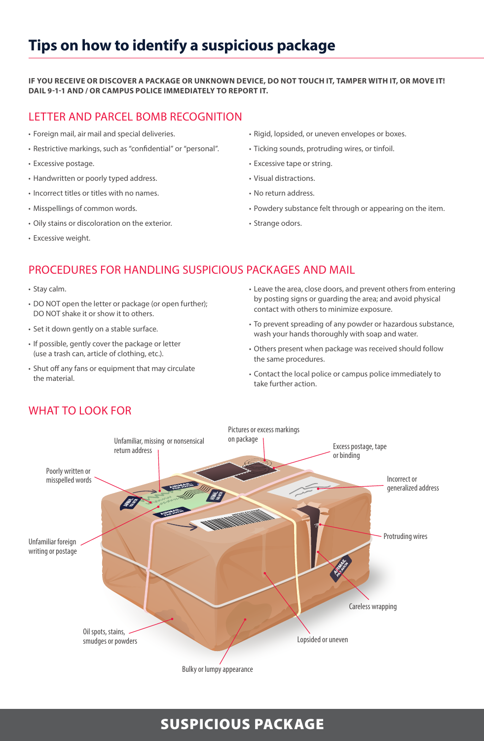# Tips on how to identify a suspicious package

**IF YOU RECEIVE OR DISCOVER A PACKAGE OR UNKNOWN DEVICE, DO NOT TOUCH IT, TAMPER WITH IT, OR MOVE IT! DAIL 9-1-1 AND / OR CAMPUS POLICE IMMEDIATELY TO REPORT IT.**

## LETTER AND PARCEL BOMB RECOGNITION

- Foreign mail, air mail and special deliveries.
- Restrictive markings, such as "confidential" or "personal".
- Excessive postage.
- Handwritten or poorly typed address.
- Incorrect titles or titles with no names.
- Misspellings of common words.
- Oily stains or discoloration on the exterior.
- Excessive weight.
- Rigid, lopsided, or uneven envelopes or boxes.
- Ticking sounds, protruding wires, or tinfoil.
- Excessive tape or string.
- Visual distractions.
- No return address.
- Powdery substance felt through or appearing on the item.
- Strange odors.

## PROCEDURES FOR HANDLING SUSPICIOUS PACKAGES AND MAIL

- Stay calm.
- DO NOT open the letter or package (or open further); DO NOT shake it or show it to others.
- Set it down gently on a stable surface.
- If possible, gently cover the package or letter (use a trash can, article of clothing, etc.).
- Shut off any fans or equipment that may circulate the material.
- Leave the area, close doors, and prevent others from entering by posting signs or guarding the area; and avoid physical contact with others to minimize exposure.
- To prevent spreading of any powder or hazardous substance, wash your hands thoroughly with soap and water.
- Others present when package was received should follow the same procedures.
- Contact the local police or campus police immediately to take further action.

## WHAT TO LOOK FOR

- Unfamiliar, missing or nonsensical return address
- Pictures or excess markings on package
- Excess postage, tape or binding
- Poorly written or misspelled words
- Incorrect or generalized address
- Protruding wires
- Unfamiliar foreign writing or postage
- Careless wrapping
- Oil spots, stains, smudges or powders
- Lopsided or uneven
- Bulky or lumpy appearance

**SUSPICIOUS PACKAGE**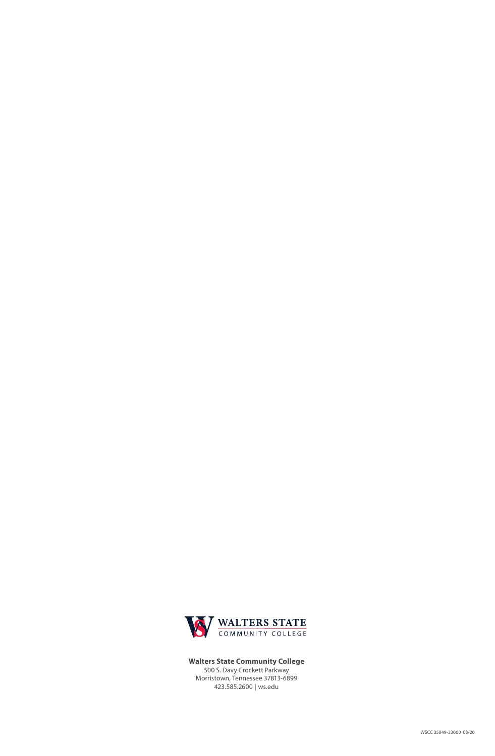WALTERS STATE
COMMUNITY COLLEGE

**Walters State Community College**
500 S. Davy Crockett Parkway
Morristown, Tennessee 37813-6899
423.585.2600 | ws.edu

WSCC 35049-33000 03/20